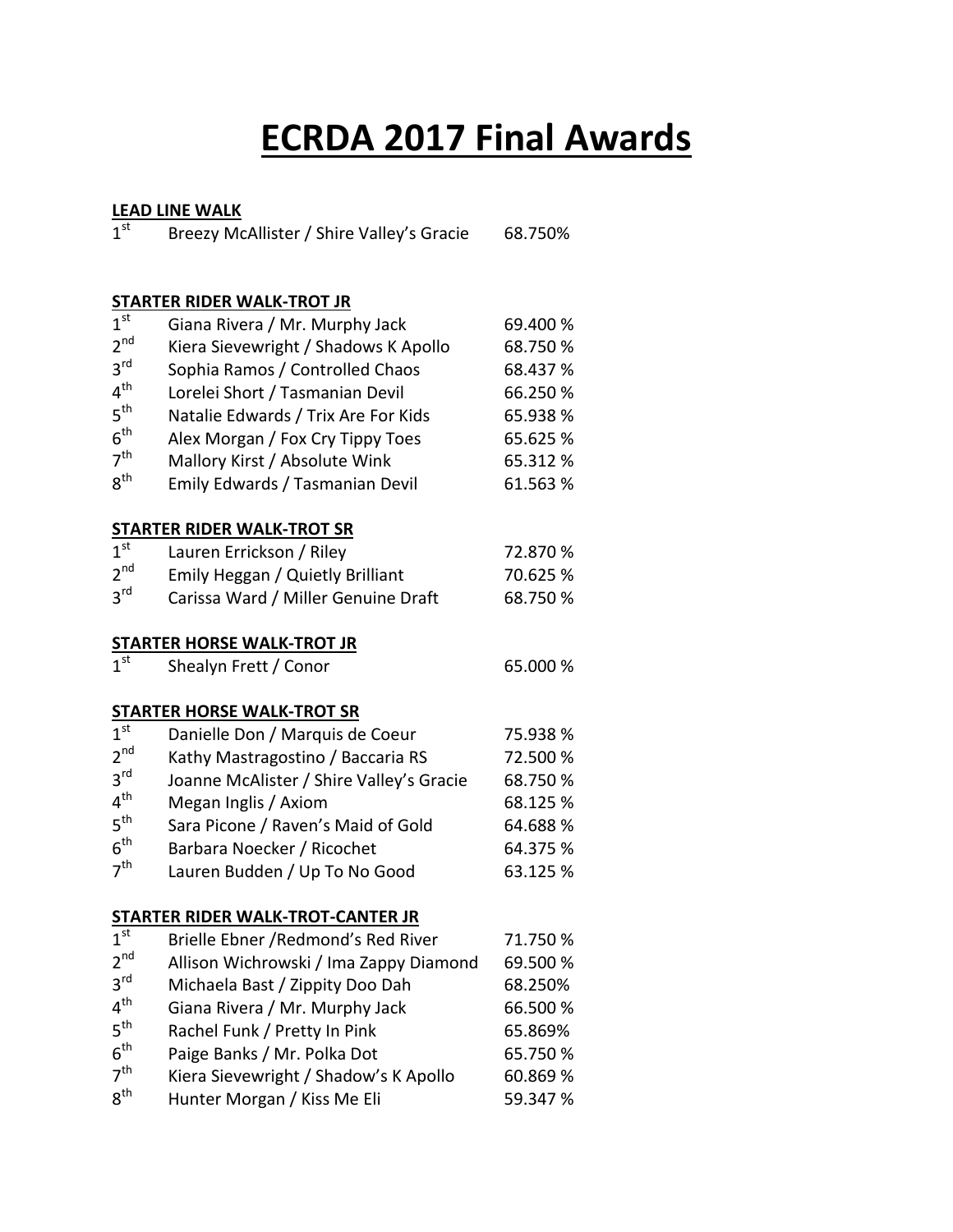# ECRDA 2017 Final Awards

**LEAD LINE WALK**

| | | |
|---|---|---|
| 1st | Breezy McAllister / Shire Valley's Gracie | 68.750% |

**STARTER RIDER WALK-TROT JR**

| | | |
|---|---|---|
| 1st | Giana Rivera / Mr. Murphy Jack | 69.400 % |
| 2nd | Kiera Sievewright / Shadows K Apollo | 68.750 % |
| 3rd | Sophia Ramos / Controlled Chaos | 68.437 % |
| 4th | Lorelei Short / Tasmanian Devil | 66.250 % |
| 5th | Natalie Edwards / Trix Are For Kids | 65.938 % |
| 6th | Alex Morgan / Fox Cry Tippy Toes | 65.625 % |
| 7th | Mallory Kirst / Absolute Wink | 65.312 % |
| 8th | Emily Edwards / Tasmanian Devil | 61.563 % |

**STARTER RIDER WALK-TROT SR**

| | | |
|---|---|---|
| 1st | Lauren Errickson / Riley | 72.870 % |
| 2nd | Emily Heggan / Quietly Brilliant | 70.625 % |
| 3rd | Carissa Ward / Miller Genuine Draft | 68.750 % |

**STARTER HORSE WALK-TROT JR**

| | | |
|---|---|---|
| 1st | Shealyn Frett / Conor | 65.000 % |

**STARTER HORSE WALK-TROT SR**

| | | |
|---|---|---|
| 1st | Danielle Don / Marquis de Coeur | 75.938 % |
| 2nd | Kathy Mastragostino / Baccaria RS | 72.500 % |
| 3rd | Joanne McAlister / Shire Valley's Gracie | 68.750 % |
| 4th | Megan Inglis / Axiom | 68.125 % |
| 5th | Sara Picone / Raven's Maid of Gold | 64.688 % |
| 6th | Barbara Noecker / Ricochet | 64.375 % |
| 7th | Lauren Budden / Up To No Good | 63.125 % |

**STARTER RIDER WALK-TROT-CANTER JR**

| | | |
|---|---|---|
| 1st | Brielle Ebner /Redmond's Red River | 71.750 % |
| 2nd | Allison Wichrowski / Ima Zappy Diamond | 69.500 % |
| 3rd | Michaela Bast / Zippity Doo Dah | 68.250% |
| 4th | Giana Rivera / Mr. Murphy Jack | 66.500 % |
| 5th | Rachel Funk / Pretty In Pink | 65.869% |
| 6th | Paige Banks / Mr. Polka Dot | 65.750 % |
| 7th | Kiera Sievewright / Shadow's K Apollo | 60.869 % |
| 8th | Hunter Morgan / Kiss Me Eli | 59.347 % |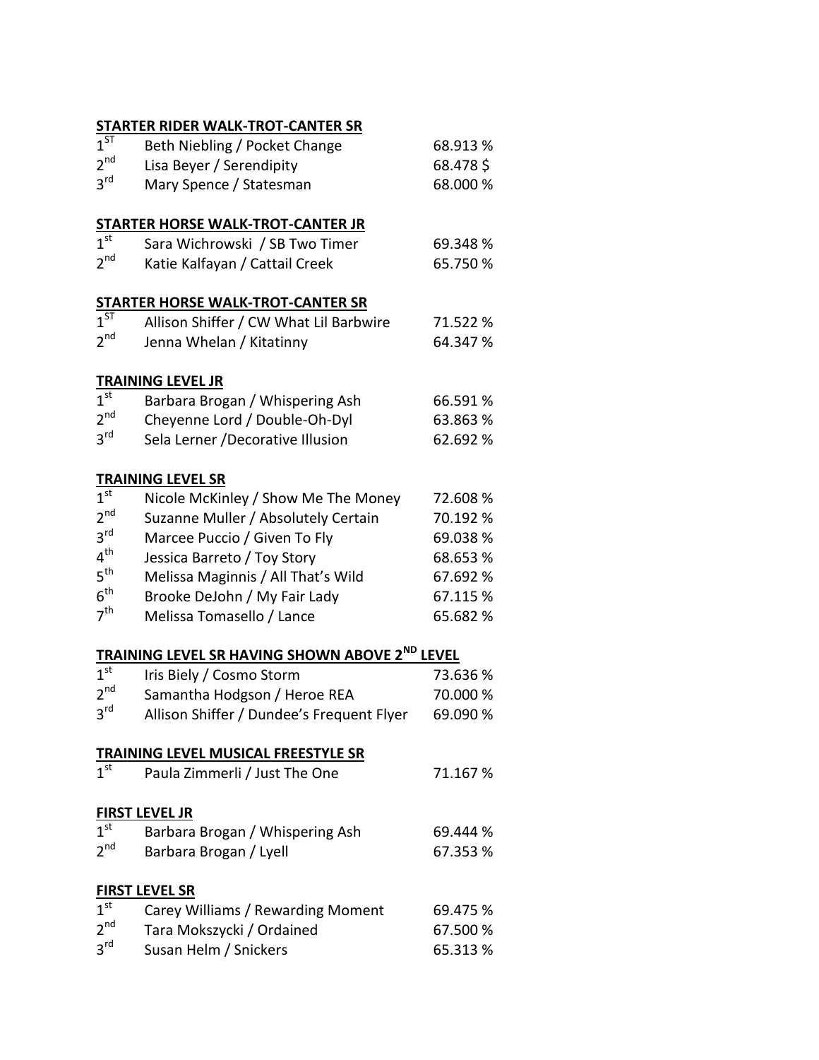**STARTER RIDER WALK-TROT-CANTER SR**

| | | |
|---|---|---|
| 1ST | Beth Niebling / Pocket Change | 68.913 % |
| 2nd | Lisa Beyer / Serendipity | 68.478 $ |
| 3rd | Mary Spence / Statesman | 68.000 % |

**STARTER HORSE WALK-TROT-CANTER JR**

| | | |
|---|---|---|
| 1st | Sara Wichrowski / SB Two Timer | 69.348 % |
| 2nd | Katie Kalfayan / Cattail Creek | 65.750 % |

**STARTER HORSE WALK-TROT-CANTER SR**

| | | |
|---|---|---|
| 1ST | Allison Shiffer / CW What Lil Barbwire | 71.522 % |
| 2nd | Jenna Whelan / Kitatinny | 64.347 % |

**TRAINING LEVEL JR**

| | | |
|---|---|---|
| 1st | Barbara Brogan / Whispering Ash | 66.591 % |
| 2nd | Cheyenne Lord / Double-Oh-Dyl | 63.863 % |
| 3rd | Sela Lerner /Decorative Illusion | 62.692 % |

**TRAINING LEVEL SR**

| | | |
|---|---|---|
| 1st | Nicole McKinley / Show Me The Money | 72.608 % |
| 2nd | Suzanne Muller / Absolutely Certain | 70.192 % |
| 3rd | Marcee Puccio / Given To Fly | 69.038 % |
| 4th | Jessica Barreto / Toy Story | 68.653 % |
| 5th | Melissa Maginnis / All That's Wild | 67.692 % |
| 6th | Brooke DeJohn / My Fair Lady | 67.115 % |
| 7th | Melissa Tomasello / Lance | 65.682 % |

**TRAINING LEVEL SR HAVING SHOWN ABOVE 2ND LEVEL**

| | | |
|---|---|---|
| 1st | Iris Biely / Cosmo Storm | 73.636 % |
| 2nd | Samantha Hodgson / Heroe REA | 70.000 % |
| 3rd | Allison Shiffer / Dundee's Frequent Flyer | 69.090 % |

**TRAINING LEVEL MUSICAL FREESTYLE SR**

| | | |
|---|---|---|
| 1st | Paula Zimmerli / Just The One | 71.167 % |

**FIRST LEVEL JR**

| | | |
|---|---|---|
| 1st | Barbara Brogan / Whispering Ash | 69.444 % |
| 2nd | Barbara Brogan / Lyell | 67.353 % |

**FIRST LEVEL SR**

| | | |
|---|---|---|
| 1st | Carey Williams / Rewarding Moment | 69.475 % |
| 2nd | Tara Mokszycki / Ordained | 67.500 % |
| 3rd | Susan Helm / Snickers | 65.313 % |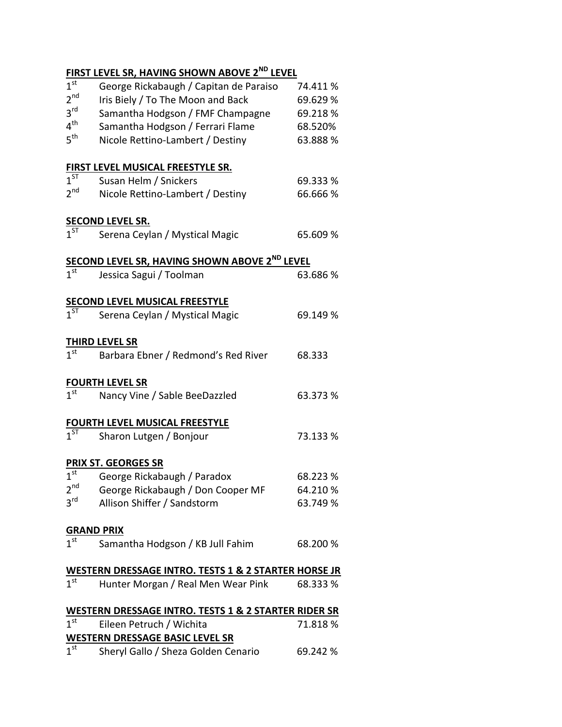**FIRST LEVEL SR, HAVING SHOWN ABOVE 2ND LEVEL**

| | | |
|---|---|---|
| 1st | George Rickabaugh / Capitan de Paraiso | 74.411 % |
| 2nd | Iris Biely / To The Moon and Back | 69.629 % |
| 3rd | Samantha Hodgson / FMF Champagne | 69.218 % |
| 4th | Samantha Hodgson / Ferrari Flame | 68.520% |
| 5th | Nicole Rettino-Lambert / Destiny | 63.888 % |

**FIRST LEVEL MUSICAL FREESTYLE SR.**

| | | |
|---|---|---|
| 1ST | Susan Helm / Snickers | 69.333 % |
| 2nd | Nicole Rettino-Lambert / Destiny | 66.666 % |

**SECOND LEVEL SR.**

| | | |
|---|---|---|
| 1ST | Serena Ceylan / Mystical Magic | 65.609 % |

**SECOND LEVEL SR, HAVING SHOWN ABOVE 2ND LEVEL**

| | | |
|---|---|---|
| 1st | Jessica Sagui / Toolman | 63.686 % |

**SECOND LEVEL MUSICAL FREESTYLE**

| | | |
|---|---|---|
| 1ST | Serena Ceylan / Mystical Magic | 69.149 % |

**THIRD LEVEL SR**

| | | |
|---|---|---|
| 1st | Barbara Ebner / Redmond's Red River | 68.333 |

**FOURTH LEVEL SR**

| | | |
|---|---|---|
| 1st | Nancy Vine / Sable BeeDazzled | 63.373 % |

**FOURTH LEVEL MUSICAL FREESTYLE**

| | | |
|---|---|---|
| 1ST | Sharon Lutgen / Bonjour | 73.133 % |

**PRIX ST. GEORGES SR**

| | | |
|---|---|---|
| 1st | George Rickabaugh / Paradox | 68.223 % |
| 2nd | George Rickabaugh / Don Cooper MF | 64.210 % |
| 3rd | Allison Shiffer / Sandstorm | 63.749 % |

**GRAND PRIX**

| | | |
|---|---|---|
| 1st | Samantha Hodgson / KB Jull Fahim | 68.200 % |

**WESTERN DRESSAGE INTRO. TESTS 1 & 2 STARTER HORSE JR**

| | | |
|---|---|---|
| 1st | Hunter Morgan / Real Men Wear Pink | 68.333 % |

**WESTERN DRESSAGE INTRO. TESTS 1 & 2 STARTER RIDER SR**

| | | |
|---|---|---|
| 1st | Eileen Petruch / Wichita | 71.818 % |

**WESTERN DRESSAGE BASIC LEVEL SR**

| | | |
|---|---|---|
| 1st | Sheryl Gallo / Sheza Golden Cenario | 69.242 % |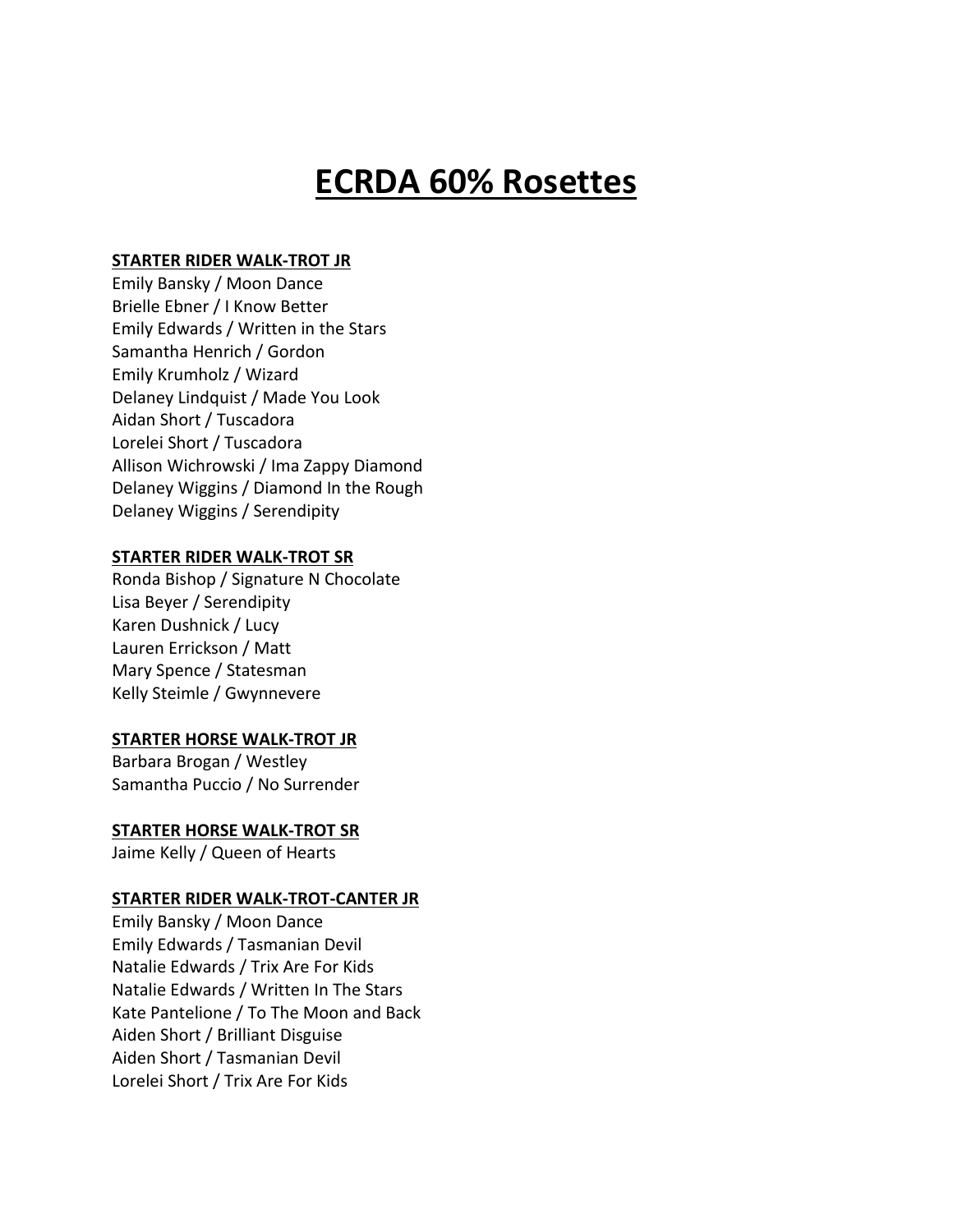# ECRDA 60% Rosettes

**STARTER RIDER WALK-TROT JR**

Emily Bansky / Moon Dance
Brielle Ebner / I Know Better
Emily Edwards / Written in the Stars
Samantha Henrich / Gordon
Emily Krumholz / Wizard
Delaney Lindquist / Made You Look
Aidan Short / Tuscadora
Lorelei Short / Tuscadora
Allison Wichrowski / Ima Zappy Diamond
Delaney Wiggins / Diamond In the Rough
Delaney Wiggins / Serendipity

**STARTER RIDER WALK-TROT SR**

Ronda Bishop / Signature N Chocolate
Lisa Beyer / Serendipity
Karen Dushnick / Lucy
Lauren Errickson / Matt
Mary Spence / Statesman
Kelly Steimle / Gwynnevere

**STARTER HORSE WALK-TROT JR**

Barbara Brogan / Westley
Samantha Puccio / No Surrender

**STARTER HORSE WALK-TROT SR**

Jaime Kelly / Queen of Hearts

**STARTER RIDER WALK-TROT-CANTER JR**

Emily Bansky / Moon Dance
Emily Edwards / Tasmanian Devil
Natalie Edwards / Trix Are For Kids
Natalie Edwards / Written In The Stars
Kate Pantelione / To The Moon and Back
Aiden Short / Brilliant Disguise
Aiden Short / Tasmanian Devil
Lorelei Short / Trix Are For Kids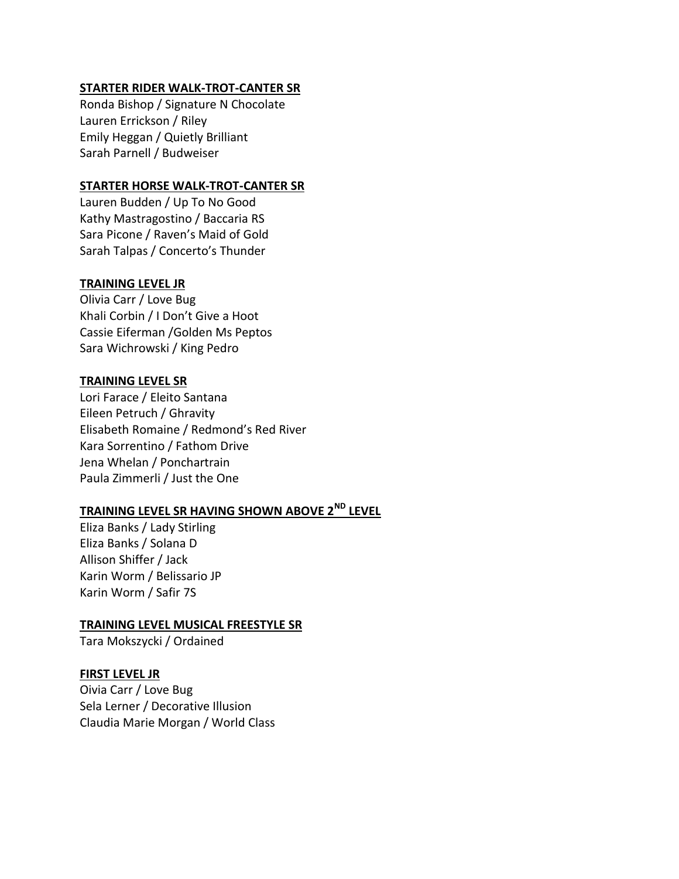**STARTER RIDER WALK-TROT-CANTER SR**

Ronda Bishop / Signature N Chocolate
Lauren Errickson / Riley
Emily Heggan / Quietly Brilliant
Sarah Parnell / Budweiser

**STARTER HORSE WALK-TROT-CANTER SR**

Lauren Budden / Up To No Good
Kathy Mastragostino / Baccaria RS
Sara Picone / Raven's Maid of Gold
Sarah Talpas / Concerto's Thunder

**TRAINING LEVEL JR**

Olivia Carr / Love Bug
Khali Corbin / I Don't Give a Hoot
Cassie Eiferman /Golden Ms Peptos
Sara Wichrowski / King Pedro

**TRAINING LEVEL SR**

Lori Farace / Eleito Santana
Eileen Petruch / Ghravity
Elisabeth Romaine / Redmond's Red River
Kara Sorrentino / Fathom Drive
Jena Whelan / Ponchartrain
Paula Zimmerli / Just the One

**TRAINING LEVEL SR HAVING SHOWN ABOVE 2ND LEVEL**

Eliza Banks / Lady Stirling
Eliza Banks / Solana D
Allison Shiffer / Jack
Karin Worm / Belissario JP
Karin Worm / Safir 7S

**TRAINING LEVEL MUSICAL FREESTYLE SR**

Tara Mokszycki / Ordained

**FIRST LEVEL JR**

Oivia Carr / Love Bug
Sela Lerner / Decorative Illusion
Claudia Marie Morgan / World Class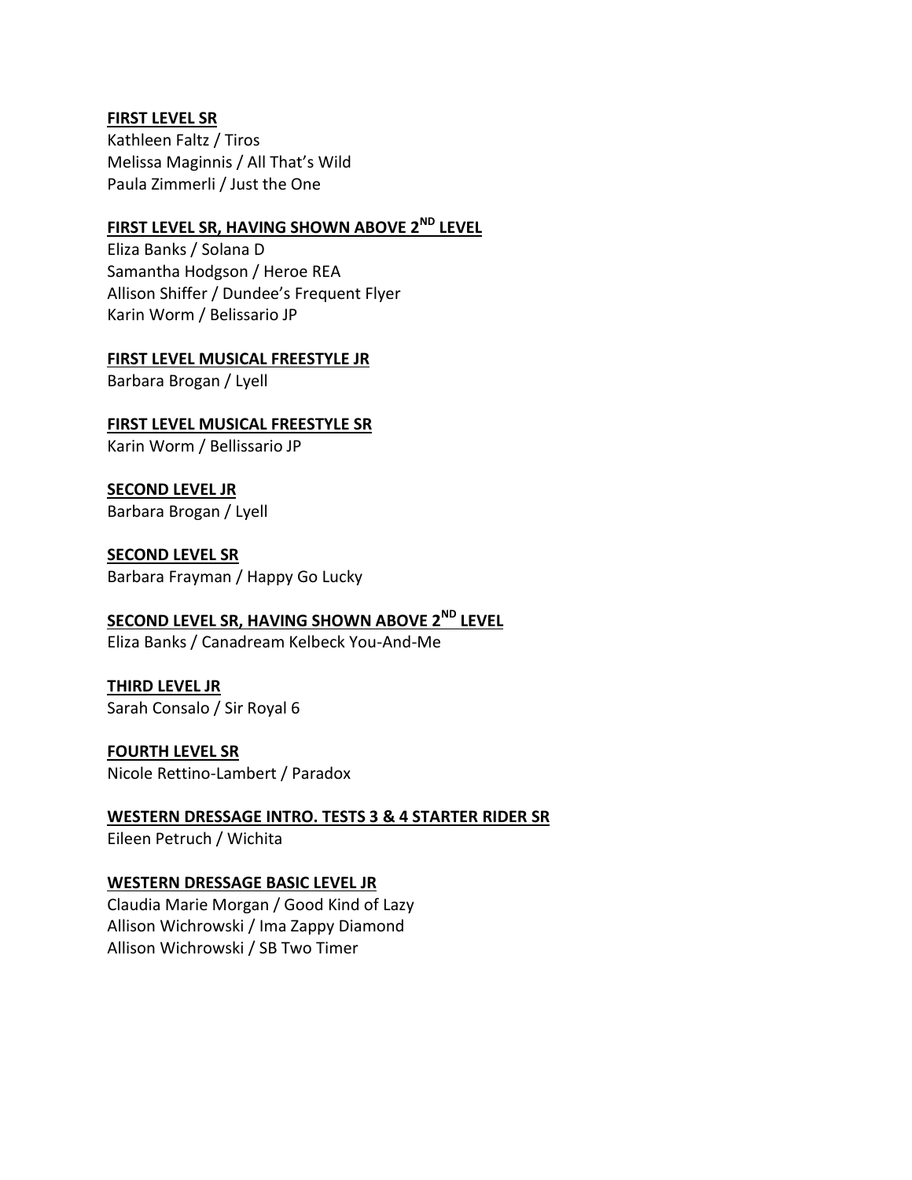**FIRST LEVEL SR**
Kathleen Faltz / Tiros
Melissa Maginnis / All That's Wild
Paula Zimmerli / Just the One

**FIRST LEVEL SR, HAVING SHOWN ABOVE 2ND LEVEL**
Eliza Banks / Solana D
Samantha Hodgson / Heroe REA
Allison Shiffer / Dundee's Frequent Flyer
Karin Worm / Belissario JP

**FIRST LEVEL MUSICAL FREESTYLE JR**
Barbara Brogan / Lyell

**FIRST LEVEL MUSICAL FREESTYLE SR**
Karin Worm / Bellissario JP

**SECOND LEVEL JR**
Barbara Brogan / Lyell

**SECOND LEVEL SR**
Barbara Frayman / Happy Go Lucky

**SECOND LEVEL SR, HAVING SHOWN ABOVE 2ND LEVEL**
Eliza Banks / Canadream Kelbeck You-And-Me

**THIRD LEVEL JR**
Sarah Consalo / Sir Royal 6

**FOURTH LEVEL SR**
Nicole Rettino-Lambert / Paradox

**WESTERN DRESSAGE INTRO. TESTS 3 & 4 STARTER RIDER SR**
Eileen Petruch / Wichita

**WESTERN DRESSAGE BASIC LEVEL JR**
Claudia Marie Morgan / Good Kind of Lazy
Allison Wichrowski / Ima Zappy Diamond
Allison Wichrowski / SB Two Timer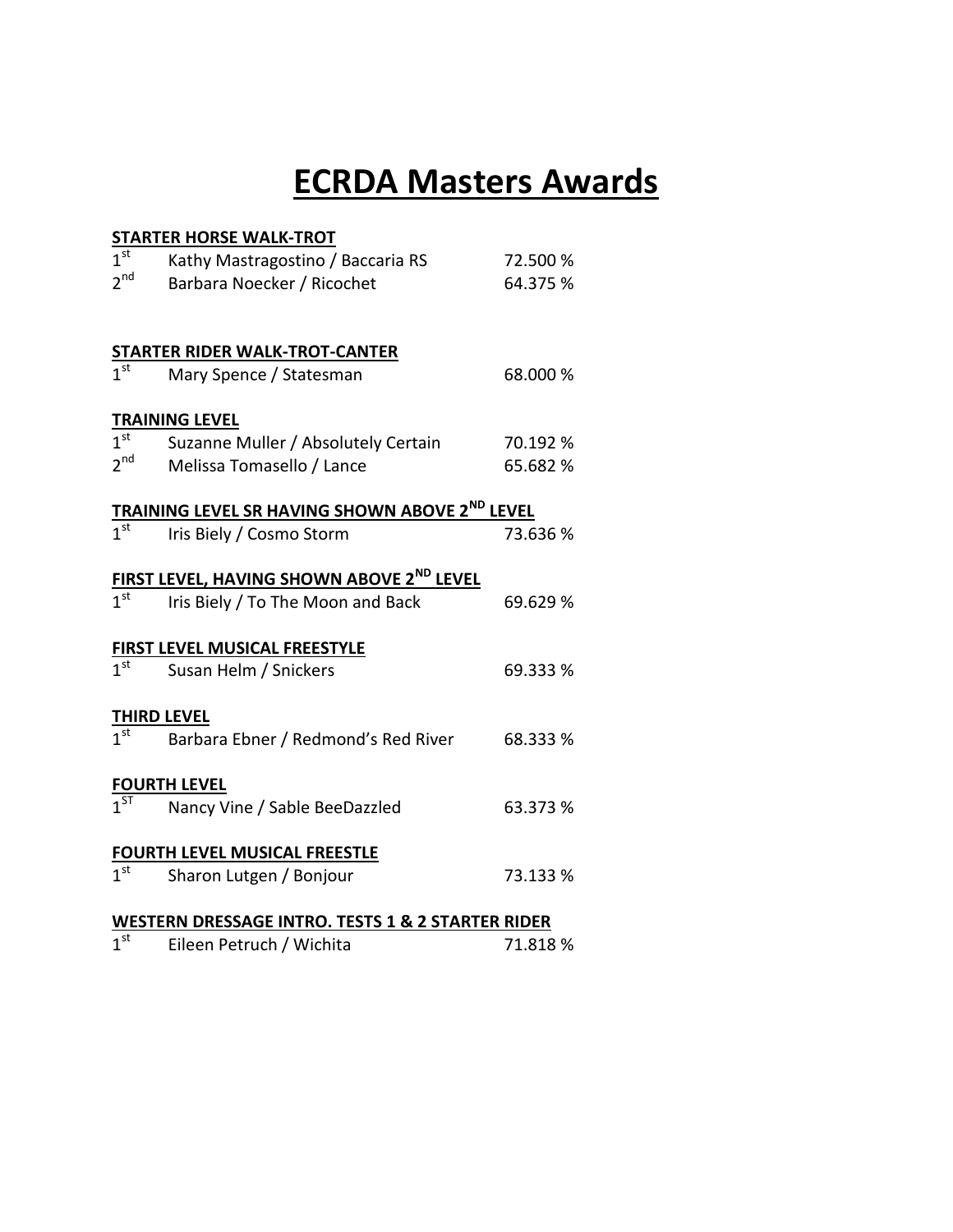# ECRDA Masters Awards

**STARTER HORSE WALK-TROT**

| | | |
|---|---|---|
| 1st | Kathy Mastragostino / Baccaria RS | 72.500 % |
| 2nd | Barbara Noecker / Ricochet | 64.375 % |

**STARTER RIDER WALK-TROT-CANTER**

| | | |
|---|---|---|
| 1st | Mary Spence / Statesman | 68.000 % |

**TRAINING LEVEL**

| | | |
|---|---|---|
| 1st | Suzanne Muller / Absolutely Certain | 70.192 % |
| 2nd | Melissa Tomasello / Lance | 65.682 % |

**TRAINING LEVEL SR HAVING SHOWN ABOVE 2ND LEVEL**

| | | |
|---|---|---|
| 1st | Iris Biely / Cosmo Storm | 73.636 % |

**FIRST LEVEL, HAVING SHOWN ABOVE 2ND LEVEL**

| | | |
|---|---|---|
| 1st | Iris Biely / To The Moon and Back | 69.629 % |

**FIRST LEVEL MUSICAL FREESTYLE**

| | | |
|---|---|---|
| 1st | Susan Helm / Snickers | 69.333 % |

**THIRD LEVEL**

| | | |
|---|---|---|
| 1st | Barbara Ebner / Redmond's Red River | 68.333 % |

**FOURTH LEVEL**

| | | |
|---|---|---|
| 1ST | Nancy Vine / Sable BeeDazzled | 63.373 % |

**FOURTH LEVEL MUSICAL FREESTLE**

| | | |
|---|---|---|
| 1st | Sharon Lutgen / Bonjour | 73.133 % |

**WESTERN DRESSAGE INTRO. TESTS 1 & 2 STARTER RIDER**

| | | |
|---|---|---|
| 1st | Eileen Petruch / Wichita | 71.818 % |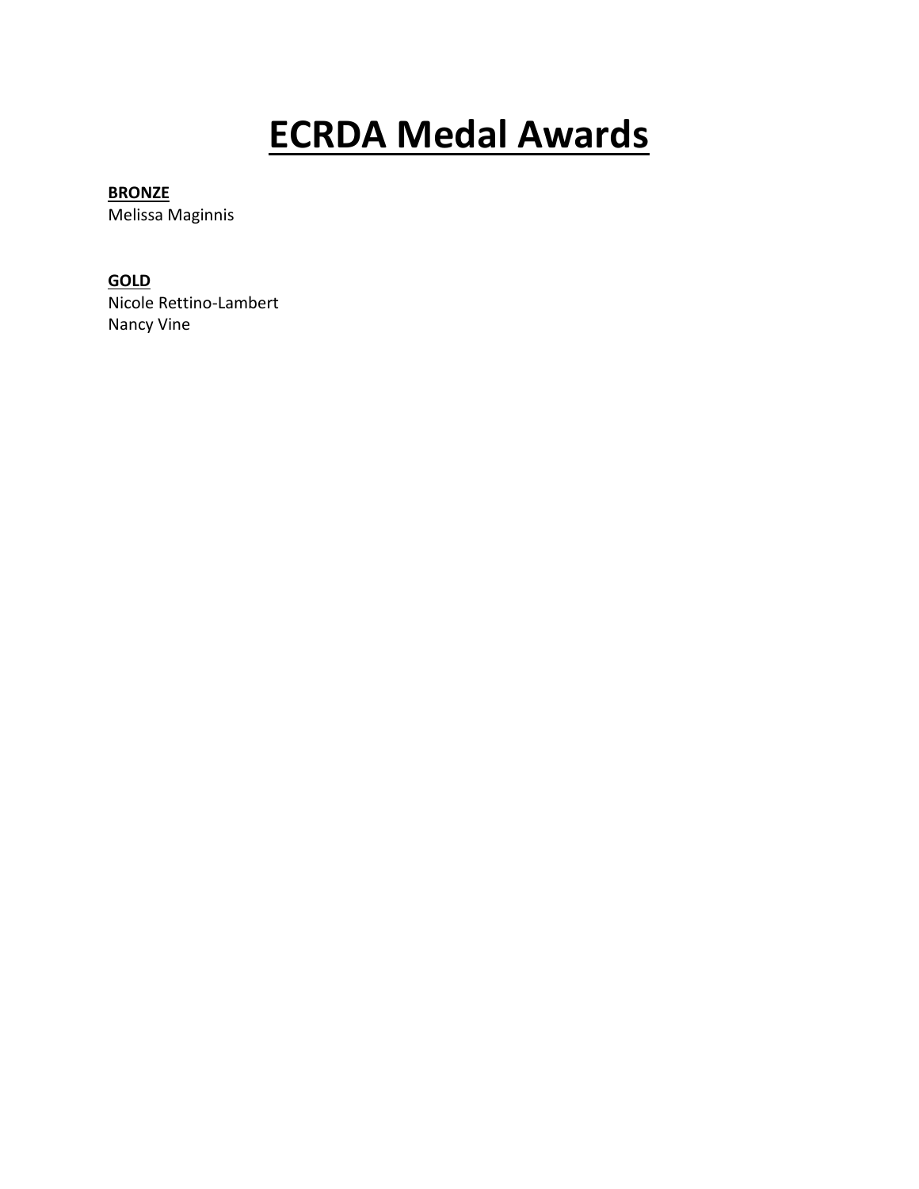# ECRDA Medal Awards

**BRONZE**

Melissa Maginnis

**GOLD**

Nicole Rettino-Lambert

Nancy Vine